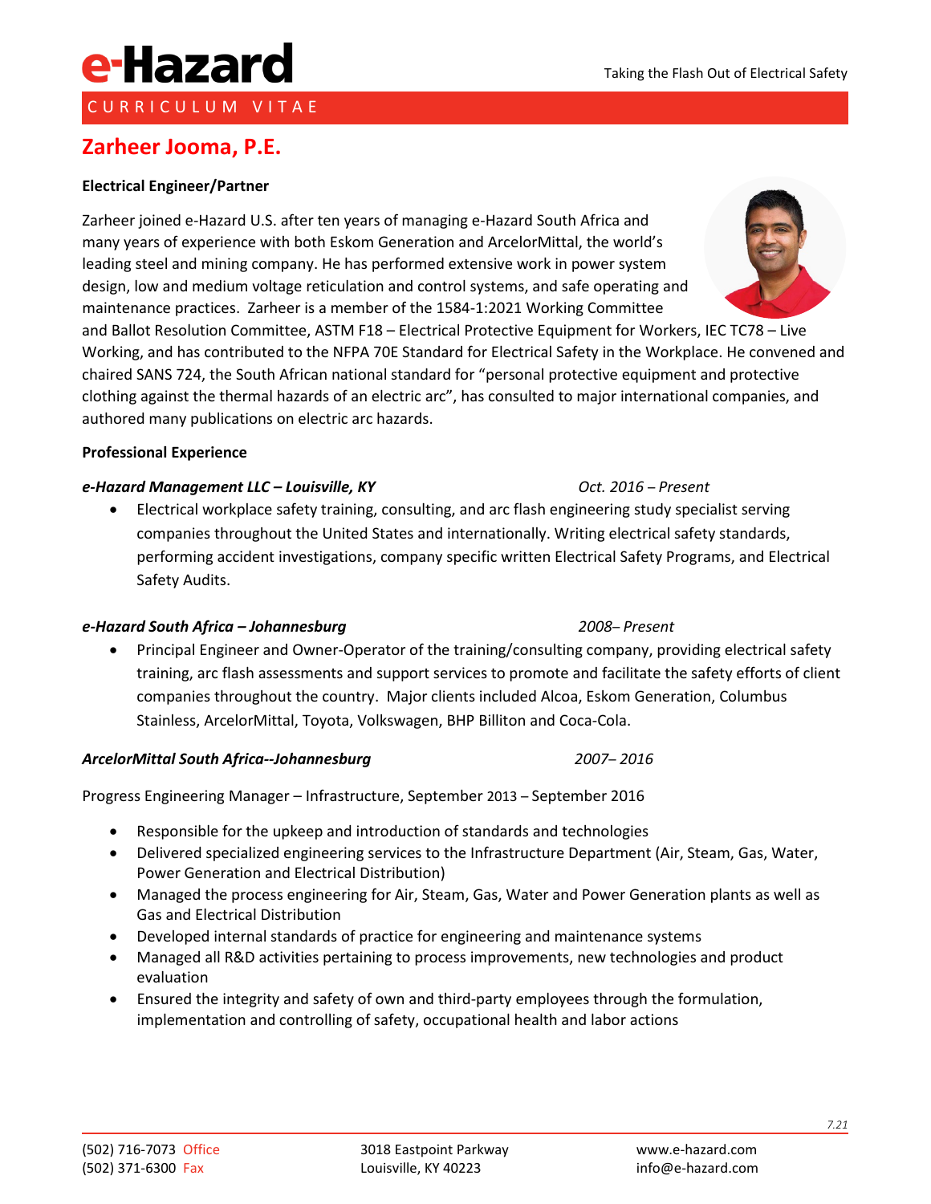e-Hazard

Taking the Flash Out of Electrical Safety

CURRICULUM VITAE

# Zarheer Jooma, P.E.

**Electrical Engineer/Partner**

Zarheer joined e-Hazard U.S. after ten years of managing e-Hazard South Africa and many years of experience with both Eskom Generation and ArcelorMittal, the world's leading steel and mining company. He has performed extensive work in power system design, low and medium voltage reticulation and control systems, and safe operating and maintenance practices. Zarheer is a member of the 1584-1:2021 Working Committee and Ballot Resolution Committee, ASTM F18 – Electrical Protective Equipment for Workers, IEC TC78 – Live Working, and has contributed to the NFPA 70E Standard for Electrical Safety in the Workplace. He convened and chaired SANS 724, the South African national standard for "personal protective equipment and protective clothing against the thermal hazards of an electric arc", has consulted to major international companies, and authored many publications on electric arc hazards.

**Professional Experience**

***e-Hazard Management LLC – Louisville, KY*** *Oct. 2016 – Present*

- Electrical workplace safety training, consulting, and arc flash engineering study specialist serving companies throughout the United States and internationally. Writing electrical safety standards, performing accident investigations, company specific written Electrical Safety Programs, and Electrical Safety Audits.

***e-Hazard South Africa – Johannesburg*** *2008– Present*

- Principal Engineer and Owner-Operator of the training/consulting company, providing electrical safety training, arc flash assessments and support services to promote and facilitate the safety efforts of client companies throughout the country. Major clients included Alcoa, Eskom Generation, Columbus Stainless, ArcelorMittal, Toyota, Volkswagen, BHP Billiton and Coca-Cola.

***ArcelorMittal South Africa--Johannesburg*** *2007– 2016*

Progress Engineering Manager – Infrastructure, September 2013 – September 2016

- Responsible for the upkeep and introduction of standards and technologies
- Delivered specialized engineering services to the Infrastructure Department (Air, Steam, Gas, Water, Power Generation and Electrical Distribution)
- Managed the process engineering for Air, Steam, Gas, Water and Power Generation plants as well as Gas and Electrical Distribution
- Developed internal standards of practice for engineering and maintenance systems
- Managed all R&D activities pertaining to process improvements, new technologies and product evaluation
- Ensured the integrity and safety of own and third-party employees through the formulation, implementation and controlling of safety, occupational health and labor actions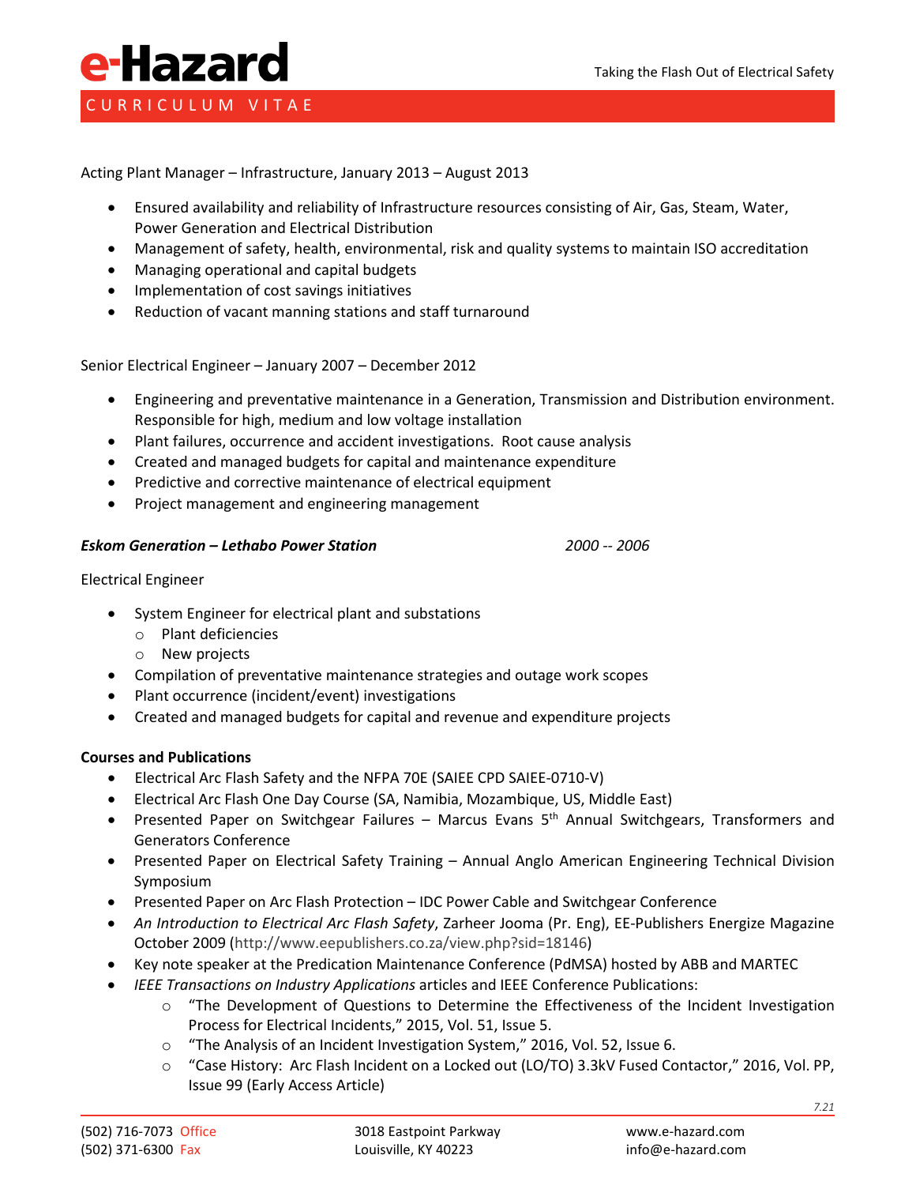Acting Plant Manager – Infrastructure, January 2013 – August 2013

- Ensured availability and reliability of Infrastructure resources consisting of Air, Gas, Steam, Water, Power Generation and Electrical Distribution
- Management of safety, health, environmental, risk and quality systems to maintain ISO accreditation
- Managing operational and capital budgets
- Implementation of cost savings initiatives
- Reduction of vacant manning stations and staff turnaround

Senior Electrical Engineer – January 2007 – December 2012

- Engineering and preventative maintenance in a Generation, Transmission and Distribution environment. Responsible for high, medium and low voltage installation
- Plant failures, occurrence and accident investigations. Root cause analysis
- Created and managed budgets for capital and maintenance expenditure
- Predictive and corrective maintenance of electrical equipment
- Project management and engineering management

***Eskom Generation – Lethabo Power Station*** *2000 -- 2006*

Electrical Engineer

- System Engineer for electrical plant and substations
  - Plant deficiencies
  - New projects
- Compilation of preventative maintenance strategies and outage work scopes
- Plant occurrence (incident/event) investigations
- Created and managed budgets for capital and revenue and expenditure projects

**Courses and Publications**

- Electrical Arc Flash Safety and the NFPA 70E (SAIEE CPD SAIEE-0710-V)
- Electrical Arc Flash One Day Course (SA, Namibia, Mozambique, US, Middle East)
- Presented Paper on Switchgear Failures – Marcus Evans 5th Annual Switchgears, Transformers and Generators Conference
- Presented Paper on Electrical Safety Training – Annual Anglo American Engineering Technical Division Symposium
- Presented Paper on Arc Flash Protection – IDC Power Cable and Switchgear Conference
- *An Introduction to Electrical Arc Flash Safety*, Zarheer Jooma (Pr. Eng), EE-Publishers Energize Magazine October 2009 (http://www.eepublishers.co.za/view.php?sid=18146)
- Key note speaker at the Predication Maintenance Conference (PdMSA) hosted by ABB and MARTEC
- *IEEE Transactions on Industry Applications* articles and IEEE Conference Publications:
  - "The Development of Questions to Determine the Effectiveness of the Incident Investigation Process for Electrical Incidents," 2015, Vol. 51, Issue 5.
  - "The Analysis of an Incident Investigation System," 2016, Vol. 52, Issue 6.
  - "Case History: Arc Flash Incident on a Locked out (LO/TO) 3.3kV Fused Contactor," 2016, Vol. PP, Issue 99 (Early Access Article)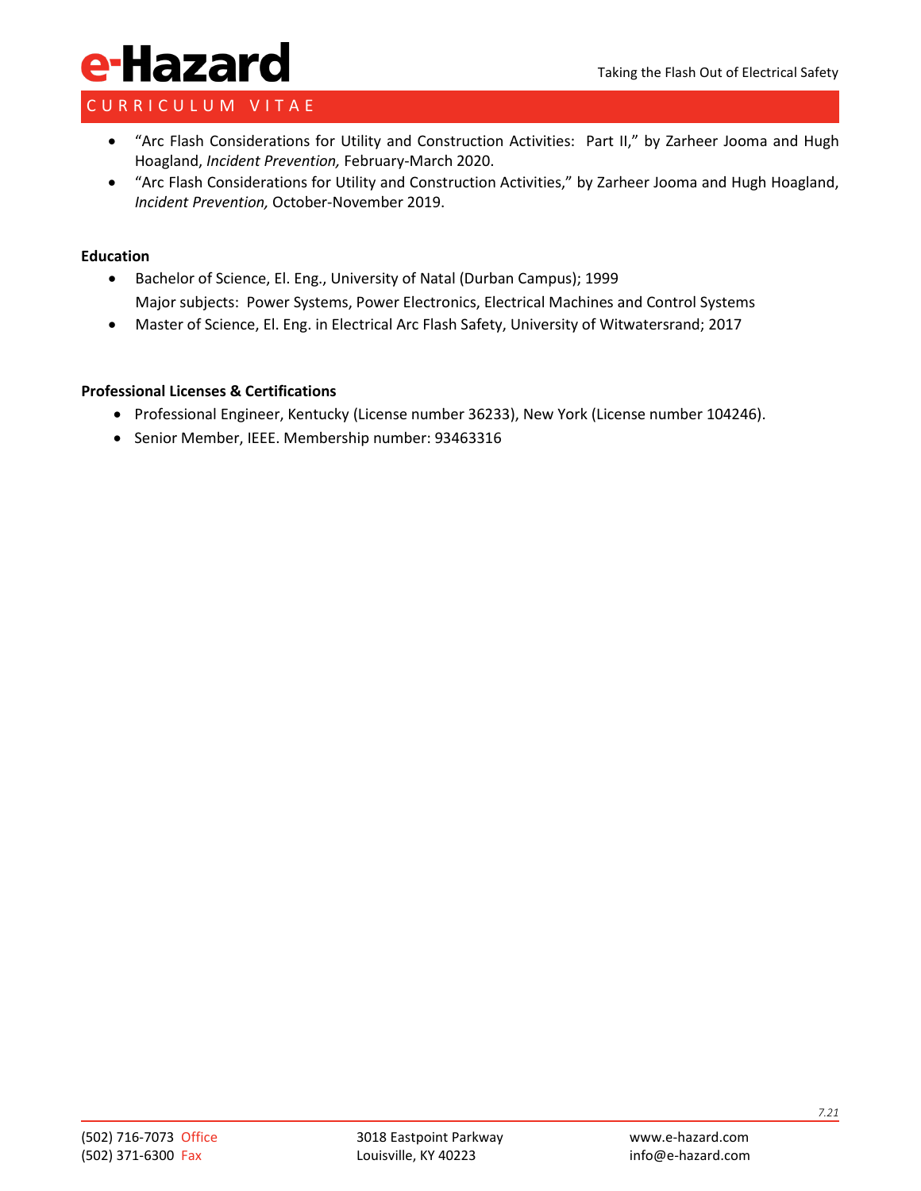- "Arc Flash Considerations for Utility and Construction Activities: Part II," by Zarheer Jooma and Hugh Hoagland, *Incident Prevention,* February-March 2020.
- "Arc Flash Considerations for Utility and Construction Activities," by Zarheer Jooma and Hugh Hoagland, *Incident Prevention,* October-November 2019.

**Education**

- Bachelor of Science, El. Eng., University of Natal (Durban Campus); 1999
  Major subjects: Power Systems, Power Electronics, Electrical Machines and Control Systems
- Master of Science, El. Eng. in Electrical Arc Flash Safety, University of Witwatersrand; 2017

**Professional Licenses & Certifications**

- Professional Engineer, Kentucky (License number 36233), New York (License number 104246).
- Senior Member, IEEE. Membership number: 93463316